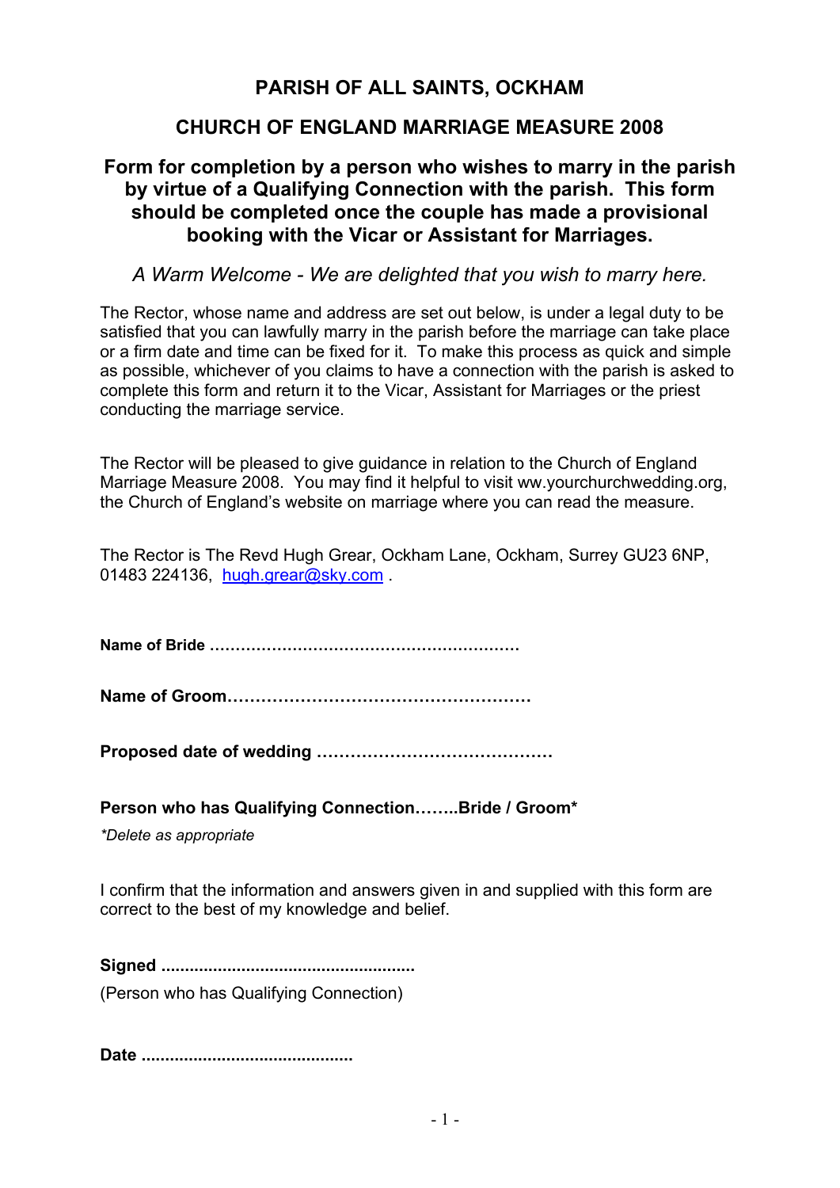# PARISH OF ALL SAINTS, OCKHAM

## CHURCH OF ENGLAND MARRIAGE MEASURE 2008

## Form for completion by a person who wishes to marry in the parish by virtue of a Qualifying Connection with the parish. This form should be completed once the couple has made a provisional booking with the Vicar or Assistant for Marriages.

*A Warm Welcome - We are delighted that you wish to marry here.*

The Rector, whose name and address are set out below, is under a legal duty to be satisfied that you can lawfully marry in the parish before the marriage can take place or a firm date and time can be fixed for it. To make this process as quick and simple as possible, whichever of you claims to have a connection with the parish is asked to complete this form and return it to the Vicar, Assistant for Marriages or the priest conducting the marriage service.

The Rector will be pleased to give guidance in relation to the Church of England Marriage Measure 2008. You may find it helpful to visit ww.yourchurchwedding.org, the Church of England's website on marriage where you can read the measure.

The Rector is The Revd Hugh Grear, Ockham Lane, Ockham, Surrey GU23 6NP, 01483 224136, hugh.grear@sky.com .

**Name of Bride ………………………………………………….**

**Name of Groom……………………………………………….**

**Proposed date of wedding ……………………………………**

**Person who has Qualifying Connection……..Bride / Groom***

*\*Delete as appropriate*

I confirm that the information and answers given in and supplied with this form are correct to the best of my knowledge and belief.

**Signed ......................................................**

(Person who has Qualifying Connection)

**Date ............................................**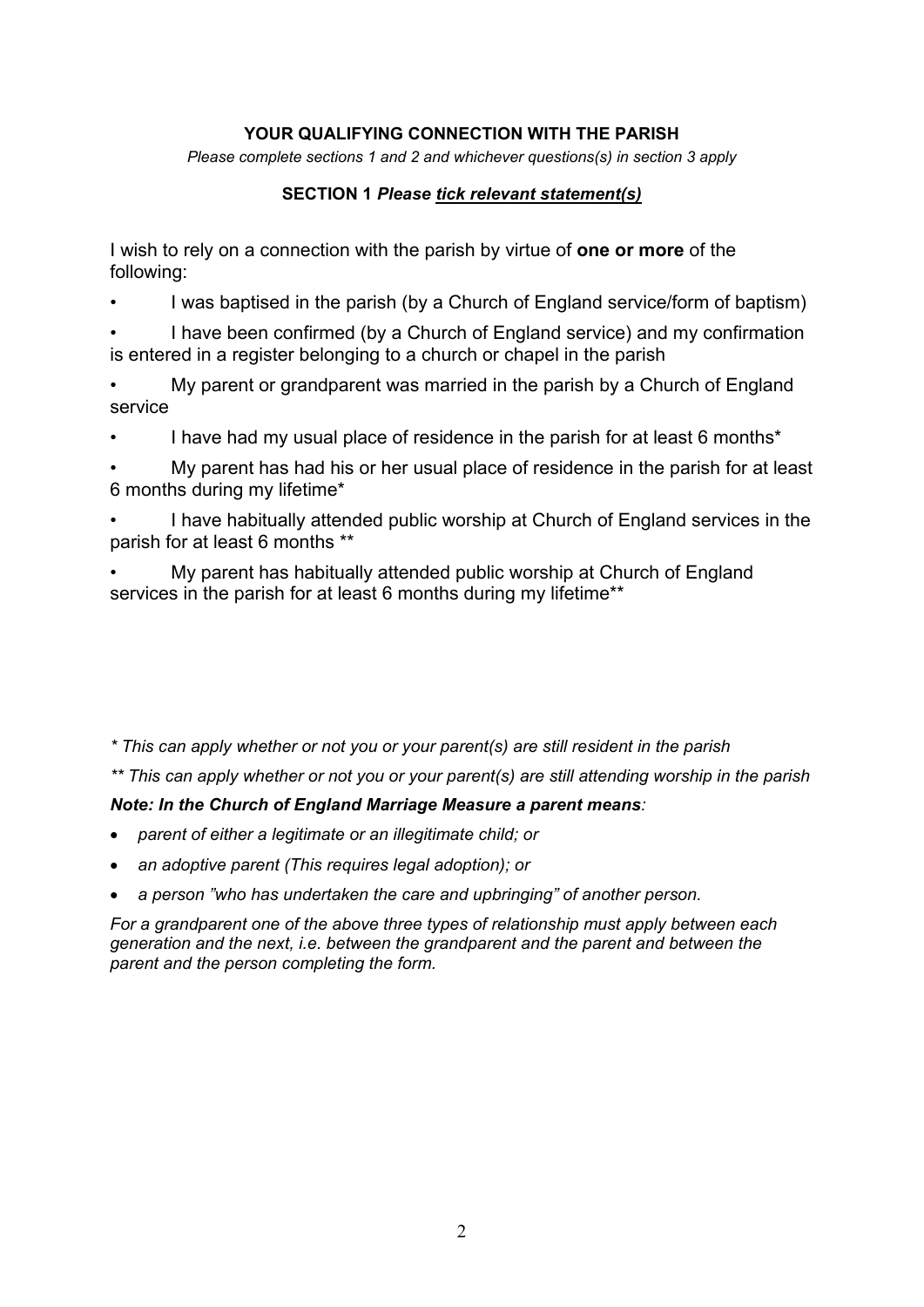**YOUR QUALIFYING CONNECTION WITH THE PARISH**

*Please complete sections 1 and 2 and whichever questions(s) in section 3 apply*

**SECTION 1** ***Please <u>tick relevant statement(s)</u>***

I wish to rely on a connection with the parish by virtue of **one or more** of the following:

- I was baptised in the parish (by a Church of England service/form of baptism)
- I have been confirmed (by a Church of England service) and my confirmation is entered in a register belonging to a church or chapel in the parish
- My parent or grandparent was married in the parish by a Church of England service
- I have had my usual place of residence in the parish for at least 6 months*
- My parent has had his or her usual place of residence in the parish for at least 6 months during my lifetime*
- I have habitually attended public worship at Church of England services in the parish for at least 6 months **
- My parent has habitually attended public worship at Church of England services in the parish for at least 6 months during my lifetime**

*\* This can apply whether or not you or your parent(s) are still resident in the parish*

*\*\* This can apply whether or not you or your parent(s) are still attending worship in the parish*

***Note: In the Church of England Marriage Measure a parent means:***

- *parent of either a legitimate or an illegitimate child; or*
- *an adoptive parent (This requires legal adoption); or*
- *a person "who has undertaken the care and upbringing" of another person.*

*For a grandparent one of the above three types of relationship must apply between each generation and the next, i.e. between the grandparent and the parent and between the parent and the person completing the form.*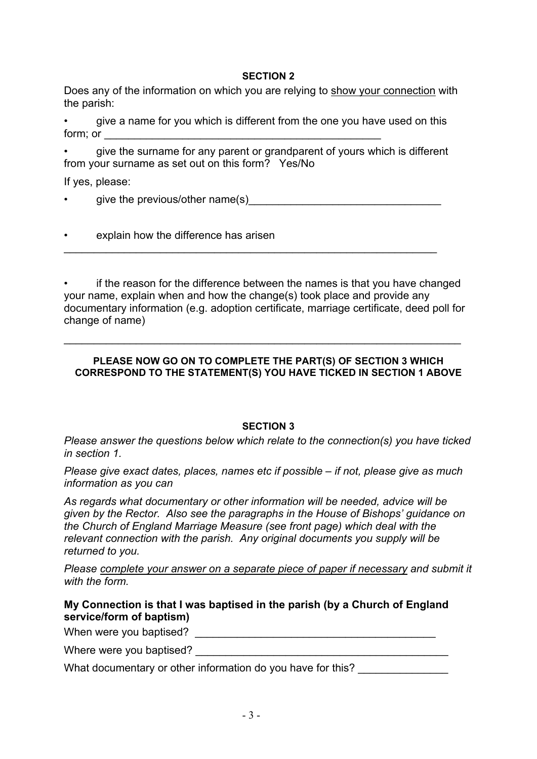**SECTION 2**

Does any of the information on which you are relying to show your connection with the parish:

- give a name for you which is different from the one you have used on this form; or ______________________________________________
- give the surname for any parent or grandparent of yours which is different from your surname as set out on this form? Yes/No

If yes, please:

- give the previous/other name(s)______________________________
- explain how the difference has arisen

______________________________________________________________

- if the reason for the difference between the names is that you have changed your name, explain when and how the change(s) took place and provide any documentary information (e.g. adoption certificate, marriage certificate, deed poll for change of name)

______________________________________________________________

**PLEASE NOW GO ON TO COMPLETE THE PART(S) OF SECTION 3 WHICH CORRESPOND TO THE STATEMENT(S) YOU HAVE TICKED IN SECTION 1 ABOVE**

**SECTION 3**

*Please answer the questions below which relate to the connection(s) you have ticked in section 1.*

*Please give exact dates, places, names etc if possible – if not, please give as much information as you can*

*As regards what documentary or other information will be needed, advice will be given by the Rector. Also see the paragraphs in the House of Bishops' guidance on the Church of England Marriage Measure (see front page) which deal with the relevant connection with the parish. Any original documents you supply will be returned to you.*

*Please complete your answer on a separate piece of paper if necessary and submit it with the form.*

**My Connection is that I was baptised in the parish (by a Church of England service/form of baptism)**

When were you baptised? ______________________________________

Where were you baptised? ______________________________________

What documentary or other information do you have for this? ______________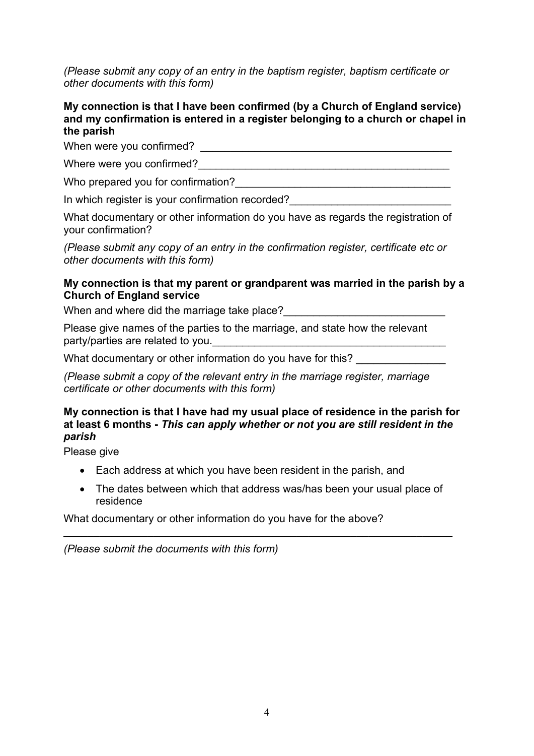*(Please submit any copy of an entry in the baptism register, baptism certificate or other documents with this form)*

**My connection is that I have been confirmed (by a Church of England service) and my confirmation is entered in a register belonging to a church or chapel in the parish**

When were you confirmed? \_\_\_\_\_\_\_\_\_\_\_\_\_\_\_\_\_\_\_\_\_\_\_\_\_\_\_\_\_\_\_\_\_\_\_\_\_\_\_\_\_\_

Where were you confirmed?\_\_\_\_\_\_\_\_\_\_\_\_\_\_\_\_\_\_\_\_\_\_\_\_\_\_\_\_\_\_\_\_\_\_\_\_\_\_\_\_\_\_

Who prepared you for confirmation?\_\_\_\_\_\_\_\_\_\_\_\_\_\_\_\_\_\_\_\_\_\_\_\_\_\_\_\_\_\_\_\_\_\_\_\_

In which register is your confirmation recorded?\_\_\_\_\_\_\_\_\_\_\_\_\_\_\_\_\_\_\_\_\_\_\_\_\_\_\_

What documentary or other information do you have as regards the registration of your confirmation?

*(Please submit any copy of an entry in the confirmation register, certificate etc or other documents with this form)*

**My connection is that my parent or grandparent was married in the parish by a Church of England service**

When and where did the marriage take place?\_\_\_\_\_\_\_\_\_\_\_\_\_\_\_\_\_\_\_\_\_\_\_\_\_\_\_

Please give names of the parties to the marriage, and state how the relevant party/parties are related to you.\_\_\_\_\_\_\_\_\_\_\_\_\_\_\_\_\_\_\_\_\_\_\_\_\_\_\_\_\_\_\_\_\_\_\_\_\_\_\_

What documentary or other information do you have for this? \_\_\_\_\_\_\_\_\_\_\_\_\_\_\_

*(Please submit a copy of the relevant entry in the marriage register, marriage certificate or other documents with this form)*

**My connection is that I have had my usual place of residence in the parish for at least 6 months -** ***This can apply whether or not you are still resident in the parish***

Please give

- Each address at which you have been resident in the parish, and
- The dates between which that address was/has been your usual place of residence

What documentary or other information do you have for the above?

\_\_\_\_\_\_\_\_\_\_\_\_\_\_\_\_\_\_\_\_\_\_\_\_\_\_\_\_\_\_\_\_\_\_\_\_\_\_\_\_\_\_\_\_\_\_\_\_\_\_\_\_\_\_\_\_\_\_\_\_\_\_\_\_

*(Please submit the documents with this form)*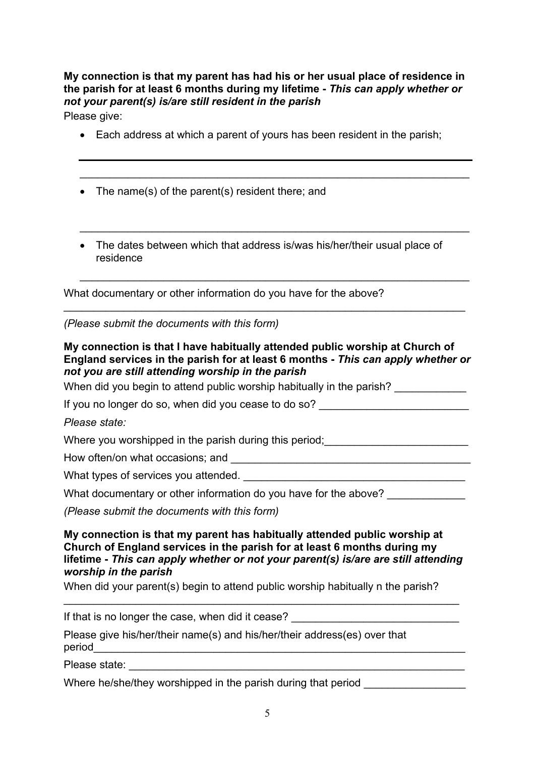**My connection is that my parent has had his or her usual place of residence in the parish for at least 6 months during my lifetime -** ***This can apply whether or not your parent(s) is/are still resident in the parish***

Please give:

- Each address at which a parent of yours has been resident in the parish;

___________________________________________________________________

- The name(s) of the parent(s) resident there; and

___________________________________________________________________

- The dates between which that address is/was his/her/their usual place of residence

___________________________________________________________________

What documentary or other information do you have for the above?
___________________________________________________________________

*(Please submit the documents with this form)*

**My connection is that I have habitually attended public worship at Church of England services in the parish for at least 6 months -** ***This can apply whether or not you are still attending worship in the parish***

When did you begin to attend public worship habitually in the parish? ____________

If you no longer do so, when did you cease to do so? _________________________

*Please state:*

Where you worshipped in the parish during this period;________________________

How often/on what occasions; and ________________________________________

What types of services you attended. _____________________________________

What documentary or other information do you have for the above? _____________

*(Please submit the documents with this form)*

**My connection is that my parent has habitually attended public worship at Church of England services in the parish for at least 6 months during my lifetime -** ***This can apply whether or not your parent(s) is/are are still attending worship in the parish***

When did your parent(s) begin to attend public worship habitually n the parish?
___________________________________________________________________

If that is no longer the case, when did it cease? ____________________________

Please give his/her/their name(s) and his/her/their address(es) over that period_______________________________________________________________

Please state: ________________________________________________________

Where he/she/they worshipped in the parish during that period _________________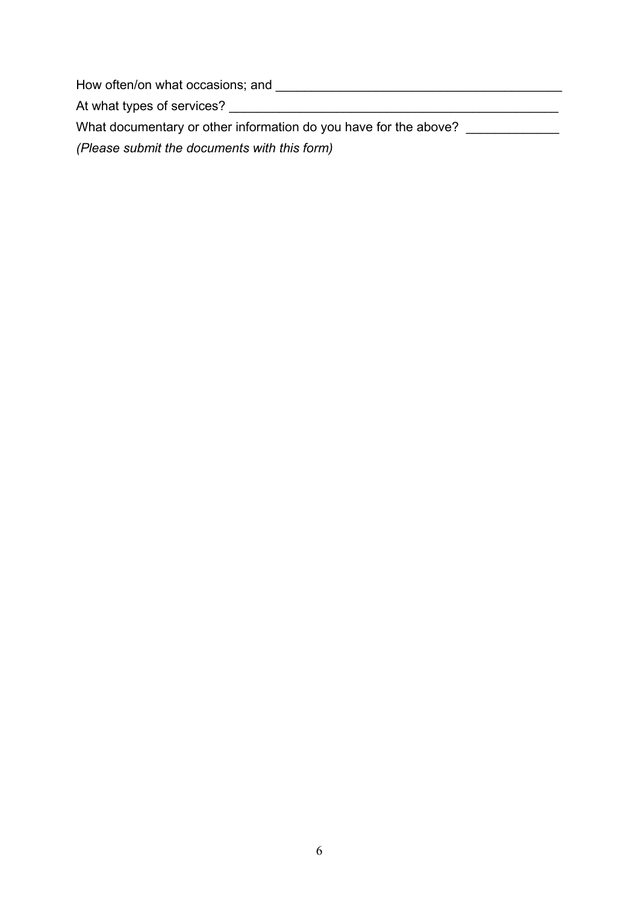How often/on what occasions; and ________________________________________

At what types of services? _______________________________________________

What documentary or other information do you have for the above? _____________

*(Please submit the documents with this form)*